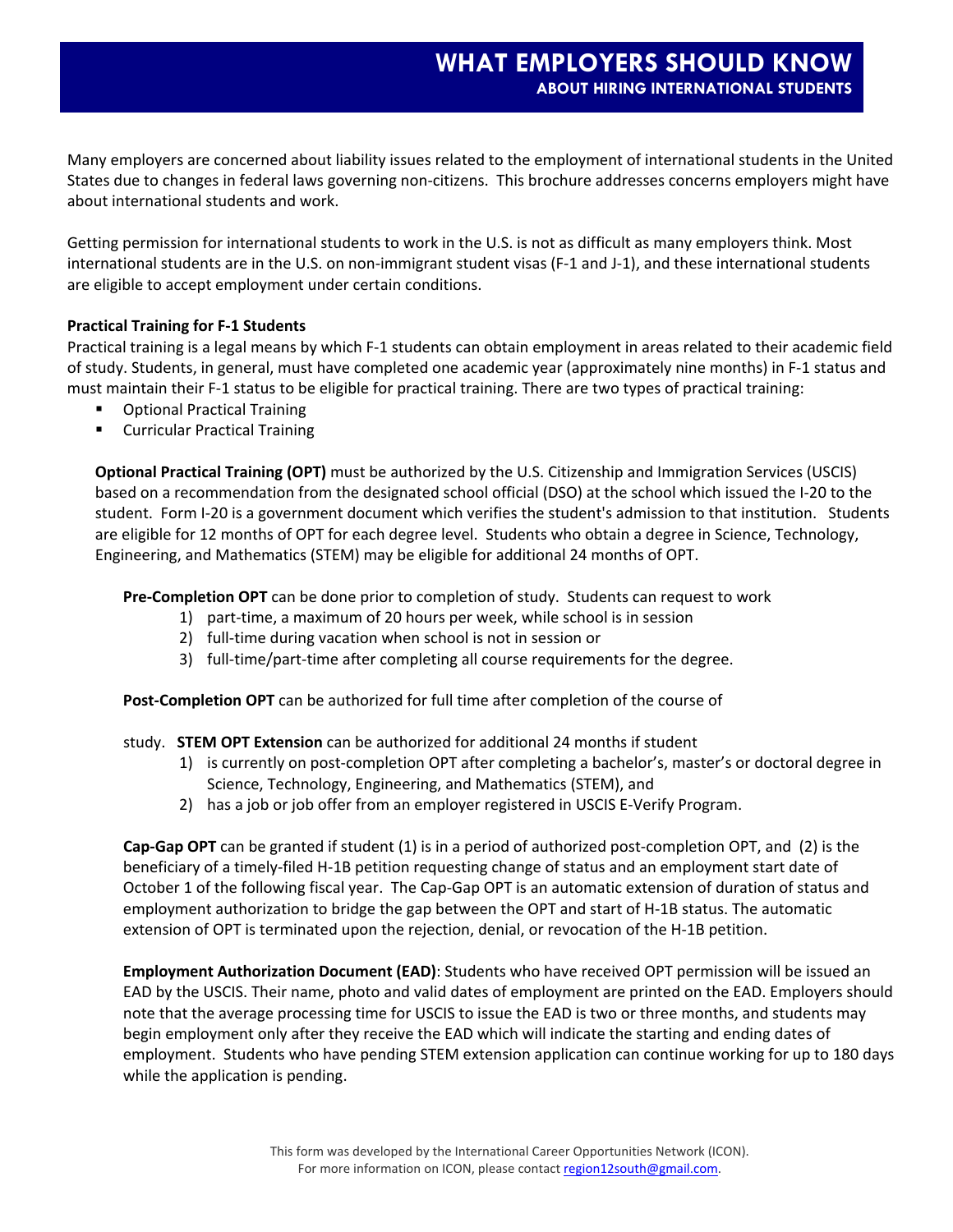# WHAT EMPLOYERS SHOULD KNOW

## ABOUT HIRING INTERNATIONAL STUDENTS

Many employers are concerned about liability issues related to the employment of international students in the United States due to changes in federal laws governing non-citizens. This brochure addresses concerns employers might have about international students and work.

Getting permission for international students to work in the U.S. is not as difficult as many employers think. Most international students are in the U.S. on non-immigrant student visas (F-1 and J-1), and these international students are eligible to accept employment under certain conditions.

**Practical Training for F-1 Students**

Practical training is a legal means by which F-1 students can obtain employment in areas related to their academic field of study. Students, in general, must have completed one academic year (approximately nine months) in F-1 status and must maintain their F-1 status to be eligible for practical training. There are two types of practical training:

- Optional Practical Training
- Curricular Practical Training

**Optional Practical Training (OPT)** must be authorized by the U.S. Citizenship and Immigration Services (USCIS) based on a recommendation from the designated school official (DSO) at the school which issued the I-20 to the student. Form I-20 is a government document which verifies the student's admission to that institution. Students are eligible for 12 months of OPT for each degree level. Students who obtain a degree in Science, Technology, Engineering, and Mathematics (STEM) may be eligible for additional 24 months of OPT.

**Pre-Completion OPT** can be done prior to completion of study. Students can request to work

1) part-time, a maximum of 20 hours per week, while school is in session
2) full-time during vacation when school is not in session or
3) full-time/part-time after completing all course requirements for the degree.

**Post-Completion OPT** can be authorized for full time after completion of the course of study.

**STEM OPT Extension** can be authorized for additional 24 months if student

1) is currently on post-completion OPT after completing a bachelor's, master's or doctoral degree in Science, Technology, Engineering, and Mathematics (STEM), and
2) has a job or job offer from an employer registered in USCIS E-Verify Program.

**Cap-Gap OPT** can be granted if student (1) is in a period of authorized post-completion OPT, and (2) is the beneficiary of a timely-filed H-1B petition requesting change of status and an employment start date of October 1 of the following fiscal year. The Cap-Gap OPT is an automatic extension of duration of status and employment authorization to bridge the gap between the OPT and start of H-1B status. The automatic extension of OPT is terminated upon the rejection, denial, or revocation of the H-1B petition.

**Employment Authorization Document (EAD)**: Students who have received OPT permission will be issued an EAD by the USCIS. Their name, photo and valid dates of employment are printed on the EAD. Employers should note that the average processing time for USCIS to issue the EAD is two or three months, and students may begin employment only after they receive the EAD which will indicate the starting and ending dates of employment. Students who have pending STEM extension application can continue working for up to 180 days while the application is pending.

This form was developed by the International Career Opportunities Network (ICON).
For more information on ICON, please contact region12south@gmail.com.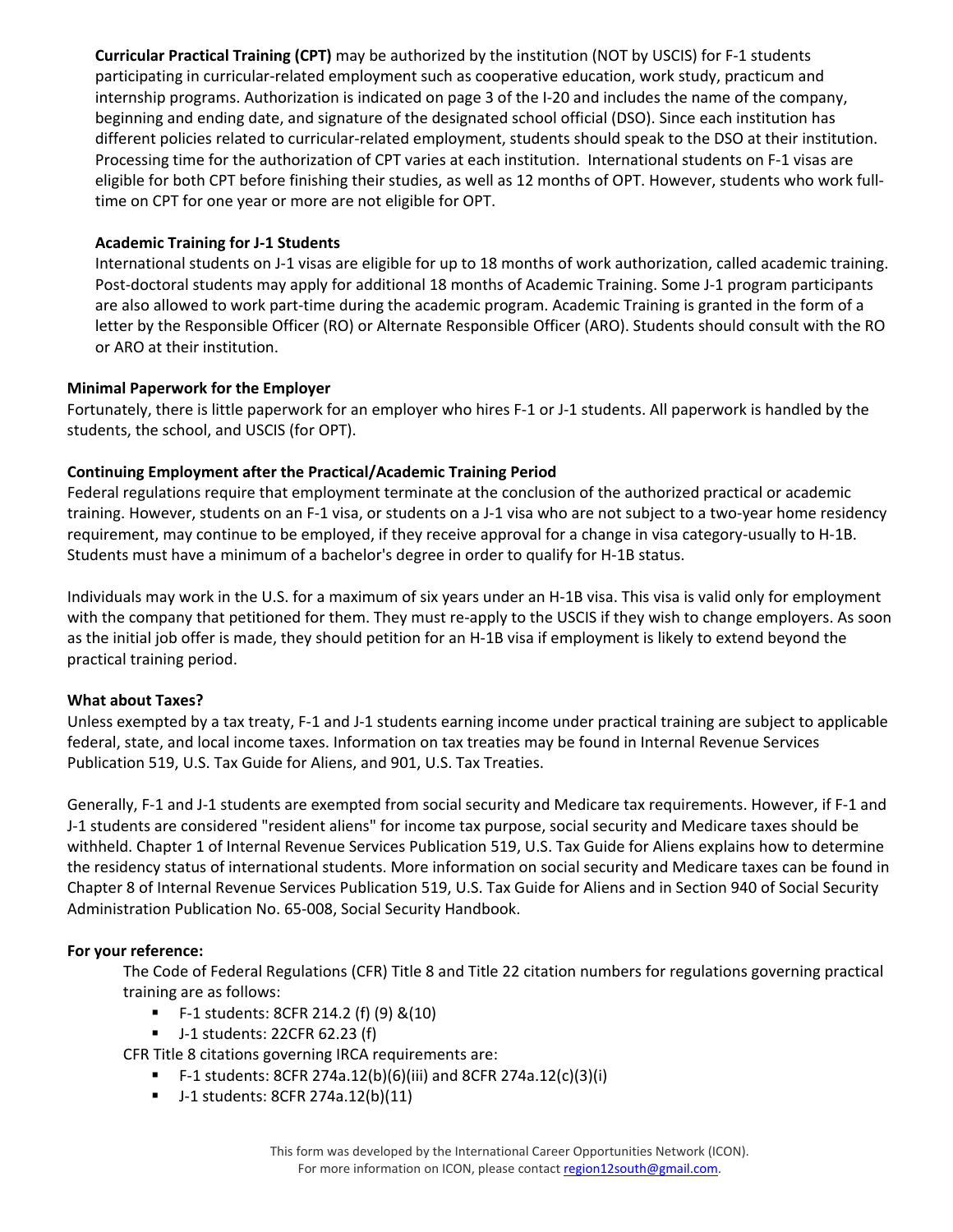**Curricular Practical Training (CPT)** may be authorized by the institution (NOT by USCIS) for F-1 students participating in curricular-related employment such as cooperative education, work study, practicum and internship programs. Authorization is indicated on page 3 of the I-20 and includes the name of the company, beginning and ending date, and signature of the designated school official (DSO). Since each institution has different policies related to curricular-related employment, students should speak to the DSO at their institution. Processing time for the authorization of CPT varies at each institution. International students on F-1 visas are eligible for both CPT before finishing their studies, as well as 12 months of OPT. However, students who work full-time on CPT for one year or more are not eligible for OPT.

**Academic Training for J-1 Students**

International students on J-1 visas are eligible for up to 18 months of work authorization, called academic training. Post-doctoral students may apply for additional 18 months of Academic Training. Some J-1 program participants are also allowed to work part-time during the academic program. Academic Training is granted in the form of a letter by the Responsible Officer (RO) or Alternate Responsible Officer (ARO). Students should consult with the RO or ARO at their institution.

**Minimal Paperwork for the Employer**

Fortunately, there is little paperwork for an employer who hires F-1 or J-1 students. All paperwork is handled by the students, the school, and USCIS (for OPT).

**Continuing Employment after the Practical/Academic Training Period**

Federal regulations require that employment terminate at the conclusion of the authorized practical or academic training. However, students on an F-1 visa, or students on a J-1 visa who are not subject to a two-year home residency requirement, may continue to be employed, if they receive approval for a change in visa category-usually to H-1B. Students must have a minimum of a bachelor's degree in order to qualify for H-1B status.

Individuals may work in the U.S. for a maximum of six years under an H-1B visa. This visa is valid only for employment with the company that petitioned for them. They must re-apply to the USCIS if they wish to change employers. As soon as the initial job offer is made, they should petition for an H-1B visa if employment is likely to extend beyond the practical training period.

**What about Taxes?**

Unless exempted by a tax treaty, F-1 and J-1 students earning income under practical training are subject to applicable federal, state, and local income taxes. Information on tax treaties may be found in Internal Revenue Services Publication 519, U.S. Tax Guide for Aliens, and 901, U.S. Tax Treaties.

Generally, F-1 and J-1 students are exempted from social security and Medicare tax requirements. However, if F-1 and J-1 students are considered "resident aliens" for income tax purpose, social security and Medicare taxes should be withheld. Chapter 1 of Internal Revenue Services Publication 519, U.S. Tax Guide for Aliens explains how to determine the residency status of international students. More information on social security and Medicare taxes can be found in Chapter 8 of Internal Revenue Services Publication 519, U.S. Tax Guide for Aliens and in Section 940 of Social Security Administration Publication No. 65-008, Social Security Handbook.

**For your reference:**

The Code of Federal Regulations (CFR) Title 8 and Title 22 citation numbers for regulations governing practical training are as follows:

- F-1 students: 8CFR 214.2 (f) (9) &(10)
- J-1 students: 22CFR 62.23 (f)

CFR Title 8 citations governing IRCA requirements are:

- F-1 students: 8CFR 274a.12(b)(6)(iii) and 8CFR 274a.12(c)(3)(i)
- J-1 students: 8CFR 274a.12(b)(11)

This form was developed by the International Career Opportunities Network (ICON).
For more information on ICON, please contact region12south@gmail.com.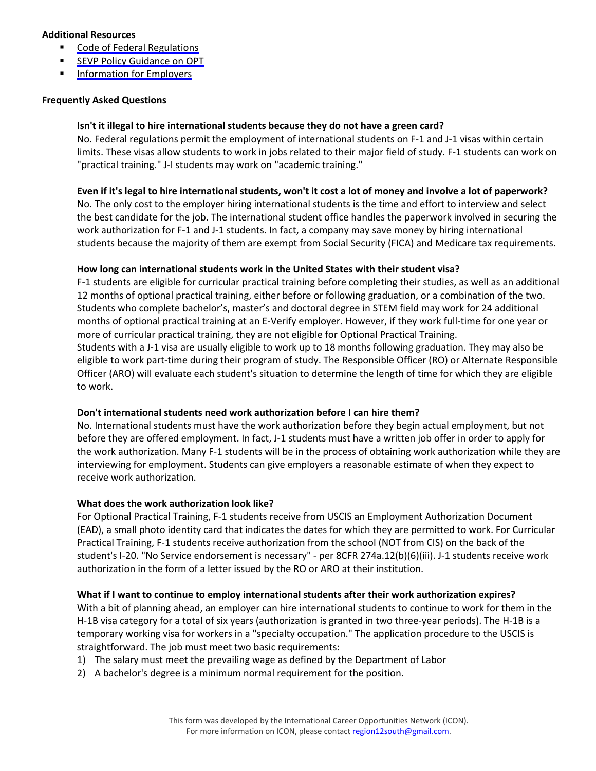**Additional Resources**

- [Code of Federal Regulations]
- [SEVP Policy Guidance on OPT]
- [Information for Employers]

**Frequently Asked Questions**

**Isn't it illegal to hire international students because they do not have a green card?**

No. Federal regulations permit the employment of international students on F-1 and J-1 visas within certain limits. These visas allow students to work in jobs related to their major field of study. F-1 students can work on "practical training." J-I students may work on "academic training."

**Even if it's legal to hire international students, won't it cost a lot of money and involve a lot of paperwork?**

No. The only cost to the employer hiring international students is the time and effort to interview and select the best candidate for the job. The international student office handles the paperwork involved in securing the work authorization for F-1 and J-1 students. In fact, a company may save money by hiring international students because the majority of them are exempt from Social Security (FICA) and Medicare tax requirements.

**How long can international students work in the United States with their student visa?**

F-1 students are eligible for curricular practical training before completing their studies, as well as an additional 12 months of optional practical training, either before or following graduation, or a combination of the two. Students who complete bachelor's, master's and doctoral degree in STEM field may work for 24 additional months of optional practical training at an E-Verify employer. However, if they work full-time for one year or more of curricular practical training, they are not eligible for Optional Practical Training.
Students with a J-1 visa are usually eligible to work up to 18 months following graduation. They may also be eligible to work part-time during their program of study. The Responsible Officer (RO) or Alternate Responsible Officer (ARO) will evaluate each student's situation to determine the length of time for which they are eligible to work.

**Don't international students need work authorization before I can hire them?**

No. International students must have the work authorization before they begin actual employment, but not before they are offered employment. In fact, J-1 students must have a written job offer in order to apply for the work authorization. Many F-1 students will be in the process of obtaining work authorization while they are interviewing for employment. Students can give employers a reasonable estimate of when they expect to receive work authorization.

**What does the work authorization look like?**

For Optional Practical Training, F-1 students receive from USCIS an Employment Authorization Document (EAD), a small photo identity card that indicates the dates for which they are permitted to work. For Curricular Practical Training, F-1 students receive authorization from the school (NOT from CIS) on the back of the student's I-20. "No Service endorsement is necessary" - per 8CFR 274a.12(b)(6)(iii). J-1 students receive work authorization in the form of a letter issued by the RO or ARO at their institution.

**What if I want to continue to employ international students after their work authorization expires?**

With a bit of planning ahead, an employer can hire international students to continue to work for them in the H-1B visa category for a total of six years (authorization is granted in two three-year periods). The H-1B is a temporary working visa for workers in a "specialty occupation." The application procedure to the USCIS is straightforward. The job must meet two basic requirements:

1) The salary must meet the prevailing wage as defined by the Department of Labor
2) A bachelor's degree is a minimum normal requirement for the position.

This form was developed by the International Career Opportunities Network (ICON).
For more information on ICON, please contact region12south@gmail.com.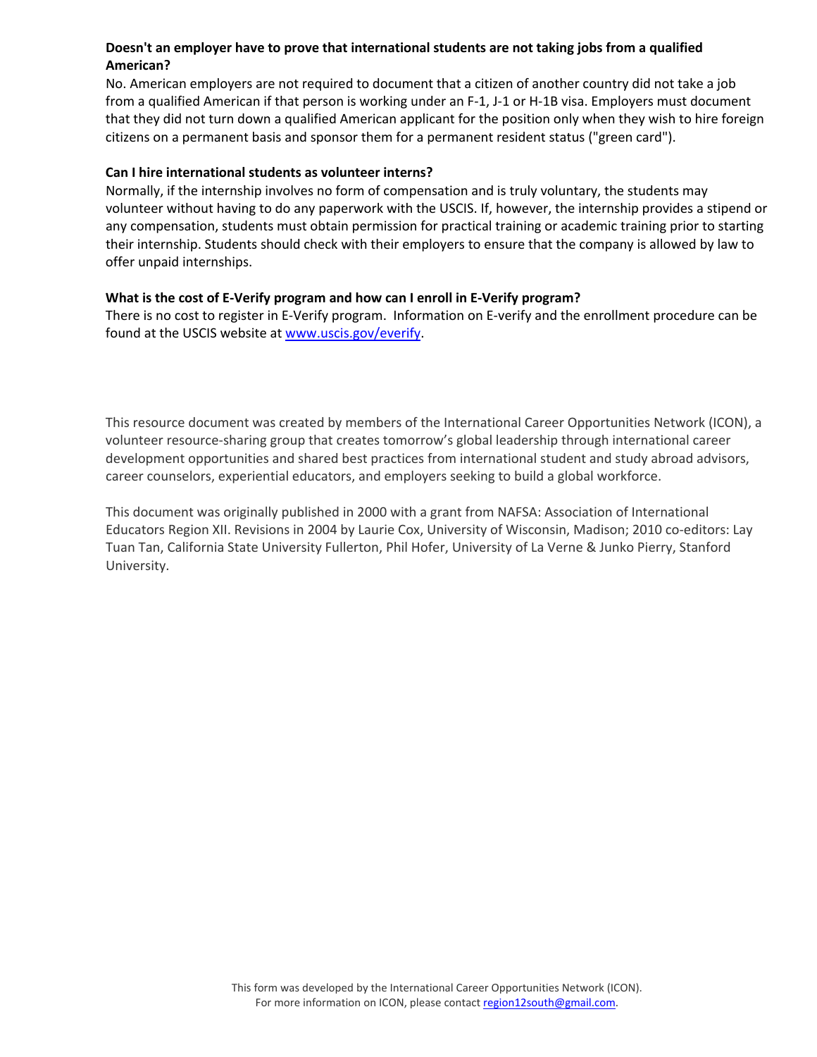**Doesn't an employer have to prove that international students are not taking jobs from a qualified American?**

No. American employers are not required to document that a citizen of another country did not take a job from a qualified American if that person is working under an F-1, J-1 or H-1B visa. Employers must document that they did not turn down a qualified American applicant for the position only when they wish to hire foreign citizens on a permanent basis and sponsor them for a permanent resident status ("green card").

**Can I hire international students as volunteer interns?**

Normally, if the internship involves no form of compensation and is truly voluntary, the students may volunteer without having to do any paperwork with the USCIS. If, however, the internship provides a stipend or any compensation, students must obtain permission for practical training or academic training prior to starting their internship. Students should check with their employers to ensure that the company is allowed by law to offer unpaid internships.

**What is the cost of E-Verify program and how can I enroll in E-Verify program?**

There is no cost to register in E-Verify program. Information on E-verify and the enrollment procedure can be found at the USCIS website at [www.uscis.gov/everify](http://www.uscis.gov/everify).

This resource document was created by members of the International Career Opportunities Network (ICON), a volunteer resource-sharing group that creates tomorrow's global leadership through international career development opportunities and shared best practices from international student and study abroad advisors, career counselors, experiential educators, and employers seeking to build a global workforce.

This document was originally published in 2000 with a grant from NAFSA: Association of International Educators Region XII. Revisions in 2004 by Laurie Cox, University of Wisconsin, Madison; 2010 co-editors: Lay Tuan Tan, California State University Fullerton, Phil Hofer, University of La Verne & Junko Pierry, Stanford University.

This form was developed by the International Career Opportunities Network (ICON).
For more information on ICON, please contact [region12south@gmail.com](mailto:region12south@gmail.com).